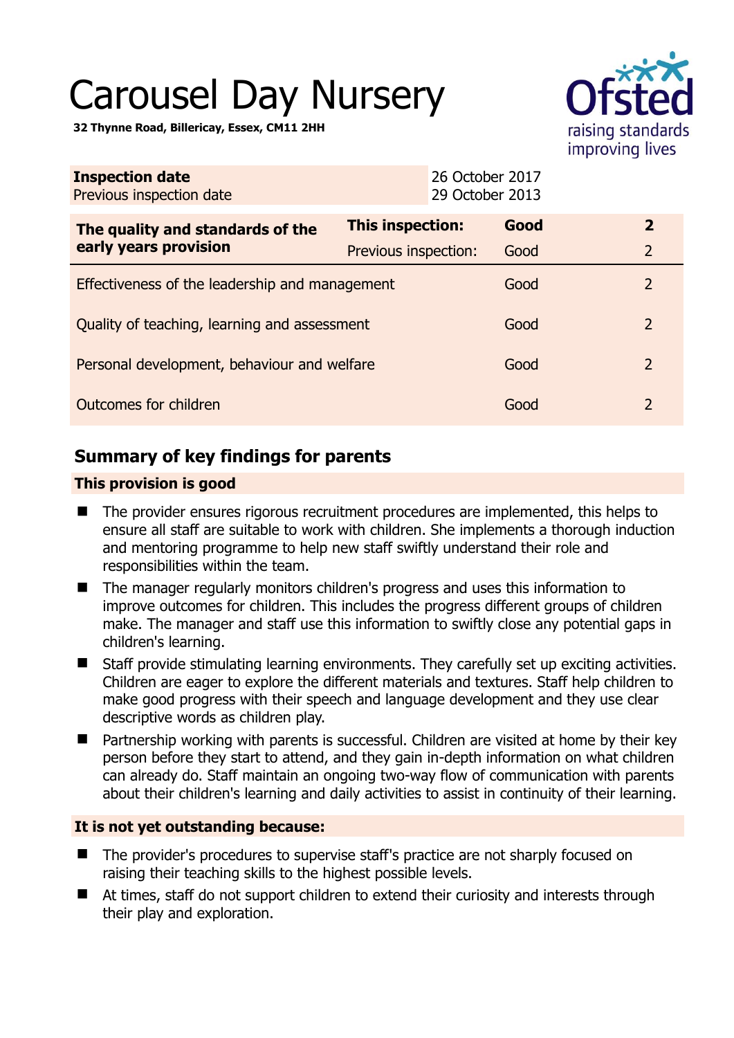# Carousel Day Nursery

**32 Thynne Road, Billericay, Essex, CM11 2HH**

| | |
|---|---|
| **Inspection date** | 26 October 2017 |
| Previous inspection date | 29 October 2013 |

| | | | |
|---|---|---|---|
| **The quality and standards of the early years provision** | **This inspection:** | **Good** | **2** |
| | Previous inspection: | Good | 2 |
| Effectiveness of the leadership and management | | Good | 2 |
| Quality of teaching, learning and assessment | | Good | 2 |
| Personal development, behaviour and welfare | | Good | 2 |
| Outcomes for children | | Good | 2 |

## Summary of key findings for parents

### This provision is good

- The provider ensures rigorous recruitment procedures are implemented, this helps to ensure all staff are suitable to work with children. She implements a thorough induction and mentoring programme to help new staff swiftly understand their role and responsibilities within the team.
- The manager regularly monitors children's progress and uses this information to improve outcomes for children. This includes the progress different groups of children make. The manager and staff use this information to swiftly close any potential gaps in children's learning.
- Staff provide stimulating learning environments. They carefully set up exciting activities. Children are eager to explore the different materials and textures. Staff help children to make good progress with their speech and language development and they use clear descriptive words as children play.
- Partnership working with parents is successful. Children are visited at home by their key person before they start to attend, and they gain in-depth information on what children can already do. Staff maintain an ongoing two-way flow of communication with parents about their children's learning and daily activities to assist in continuity of their learning.

### It is not yet outstanding because:

- The provider's procedures to supervise staff's practice are not sharply focused on raising their teaching skills to the highest possible levels.
- At times, staff do not support children to extend their curiosity and interests through their play and exploration.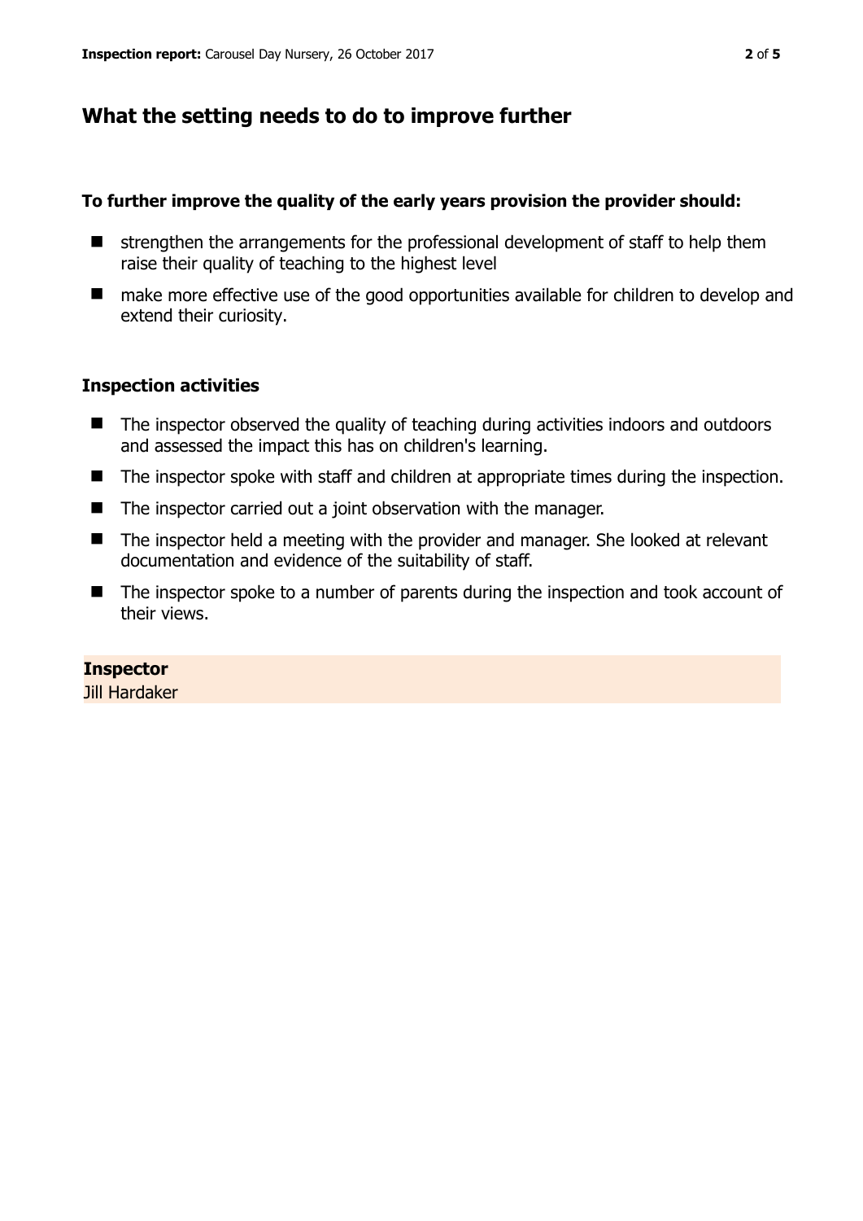## What the setting needs to do to improve further

**To further improve the quality of the early years provision the provider should:**

- strengthen the arrangements for the professional development of staff to help them raise their quality of teaching to the highest level
- make more effective use of the good opportunities available for children to develop and extend their curiosity.

### Inspection activities

- The inspector observed the quality of teaching during activities indoors and outdoors and assessed the impact this has on children's learning.
- The inspector spoke with staff and children at appropriate times during the inspection.
- The inspector carried out a joint observation with the manager.
- The inspector held a meeting with the provider and manager. She looked at relevant documentation and evidence of the suitability of staff.
- The inspector spoke to a number of parents during the inspection and took account of their views.

**Inspector**
Jill Hardaker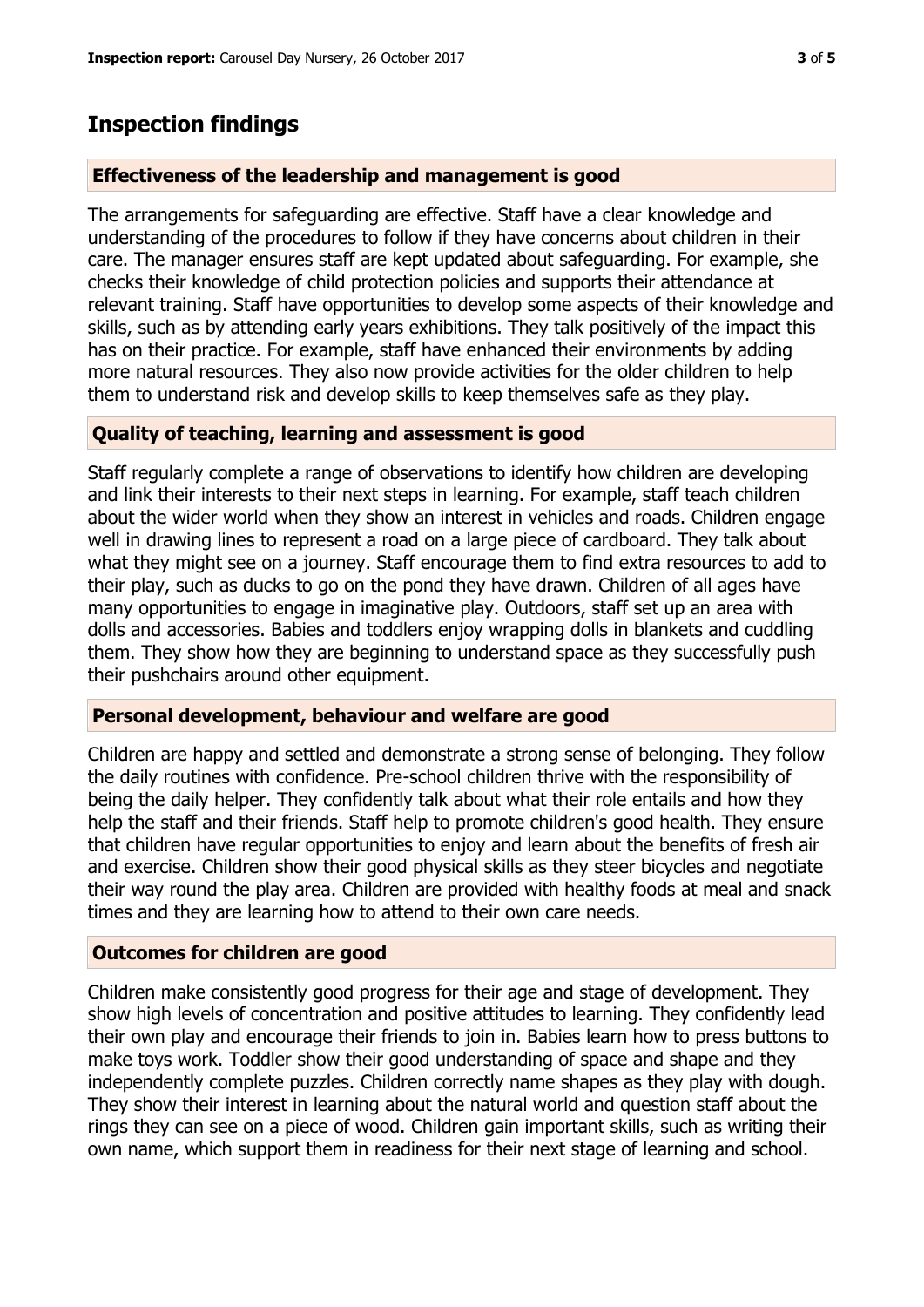## Inspection findings

### Effectiveness of the leadership and management is good

The arrangements for safeguarding are effective. Staff have a clear knowledge and understanding of the procedures to follow if they have concerns about children in their care. The manager ensures staff are kept updated about safeguarding. For example, she checks their knowledge of child protection policies and supports their attendance at relevant training. Staff have opportunities to develop some aspects of their knowledge and skills, such as by attending early years exhibitions. They talk positively of the impact this has on their practice. For example, staff have enhanced their environments by adding more natural resources. They also now provide activities for the older children to help them to understand risk and develop skills to keep themselves safe as they play.

### Quality of teaching, learning and assessment is good

Staff regularly complete a range of observations to identify how children are developing and link their interests to their next steps in learning. For example, staff teach children about the wider world when they show an interest in vehicles and roads. Children engage well in drawing lines to represent a road on a large piece of cardboard. They talk about what they might see on a journey. Staff encourage them to find extra resources to add to their play, such as ducks to go on the pond they have drawn. Children of all ages have many opportunities to engage in imaginative play. Outdoors, staff set up an area with dolls and accessories. Babies and toddlers enjoy wrapping dolls in blankets and cuddling them. They show how they are beginning to understand space as they successfully push their pushchairs around other equipment.

### Personal development, behaviour and welfare are good

Children are happy and settled and demonstrate a strong sense of belonging. They follow the daily routines with confidence. Pre-school children thrive with the responsibility of being the daily helper. They confidently talk about what their role entails and how they help the staff and their friends. Staff help to promote children's good health. They ensure that children have regular opportunities to enjoy and learn about the benefits of fresh air and exercise. Children show their good physical skills as they steer bicycles and negotiate their way round the play area. Children are provided with healthy foods at meal and snack times and they are learning how to attend to their own care needs.

### Outcomes for children are good

Children make consistently good progress for their age and stage of development. They show high levels of concentration and positive attitudes to learning. They confidently lead their own play and encourage their friends to join in. Babies learn how to press buttons to make toys work. Toddler show their good understanding of space and shape and they independently complete puzzles. Children correctly name shapes as they play with dough. They show their interest in learning about the natural world and question staff about the rings they can see on a piece of wood. Children gain important skills, such as writing their own name, which support them in readiness for their next stage of learning and school.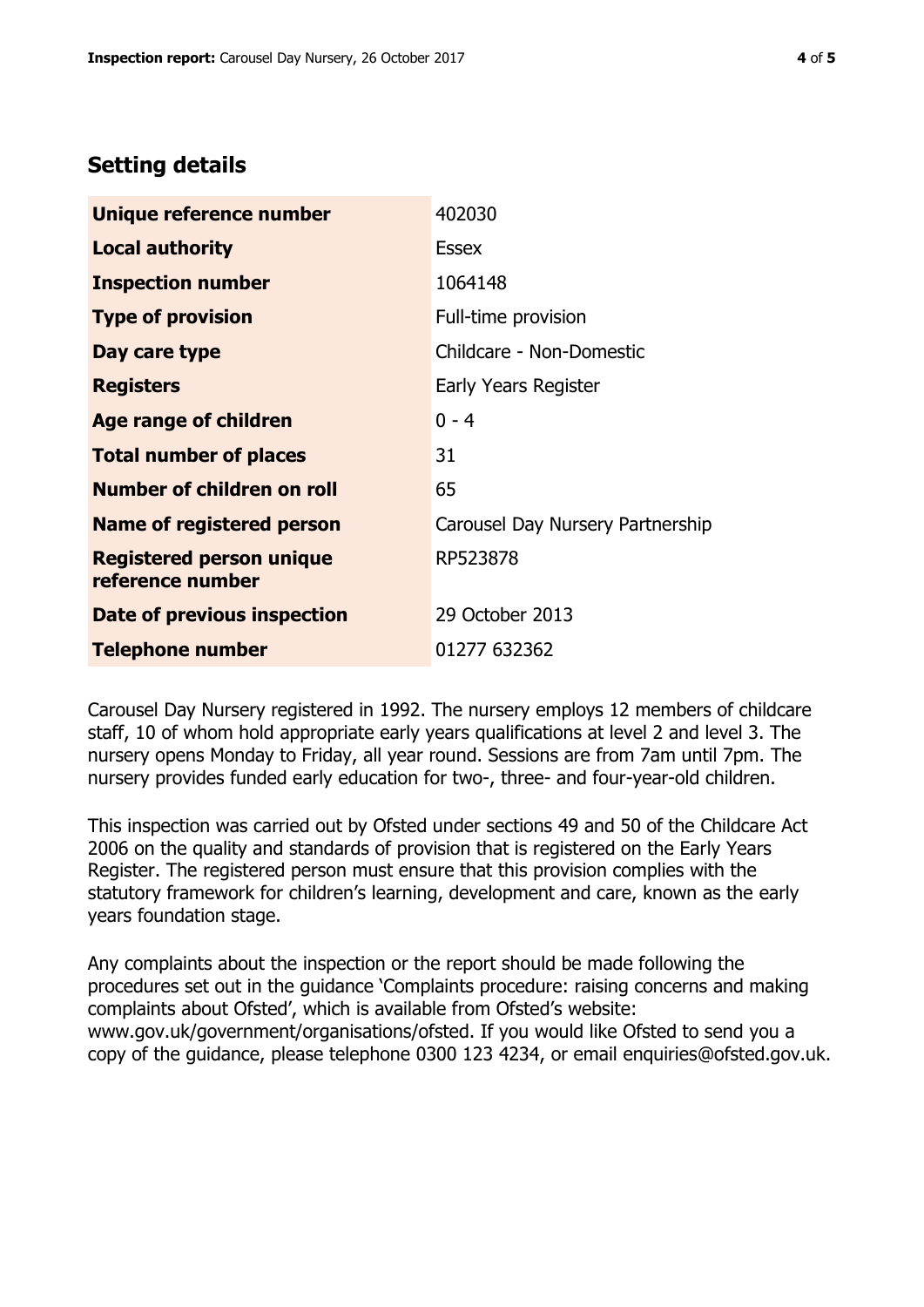## Setting details

| | |
|---|---|
| **Unique reference number** | 402030 |
| **Local authority** | Essex |
| **Inspection number** | 1064148 |
| **Type of provision** | Full-time provision |
| **Day care type** | Childcare - Non-Domestic |
| **Registers** | Early Years Register |
| **Age range of children** | 0 - 4 |
| **Total number of places** | 31 |
| **Number of children on roll** | 65 |
| **Name of registered person** | Carousel Day Nursery Partnership |
| **Registered person unique reference number** | RP523878 |
| **Date of previous inspection** | 29 October 2013 |
| **Telephone number** | 01277 632362 |

Carousel Day Nursery registered in 1992. The nursery employs 12 members of childcare staff, 10 of whom hold appropriate early years qualifications at level 2 and level 3. The nursery opens Monday to Friday, all year round. Sessions are from 7am until 7pm. The nursery provides funded early education for two-, three- and four-year-old children.

This inspection was carried out by Ofsted under sections 49 and 50 of the Childcare Act 2006 on the quality and standards of provision that is registered on the Early Years Register. The registered person must ensure that this provision complies with the statutory framework for children's learning, development and care, known as the early years foundation stage.

Any complaints about the inspection or the report should be made following the procedures set out in the guidance 'Complaints procedure: raising concerns and making complaints about Ofsted', which is available from Ofsted's website: www.gov.uk/government/organisations/ofsted. If you would like Ofsted to send you a copy of the guidance, please telephone 0300 123 4234, or email enquiries@ofsted.gov.uk.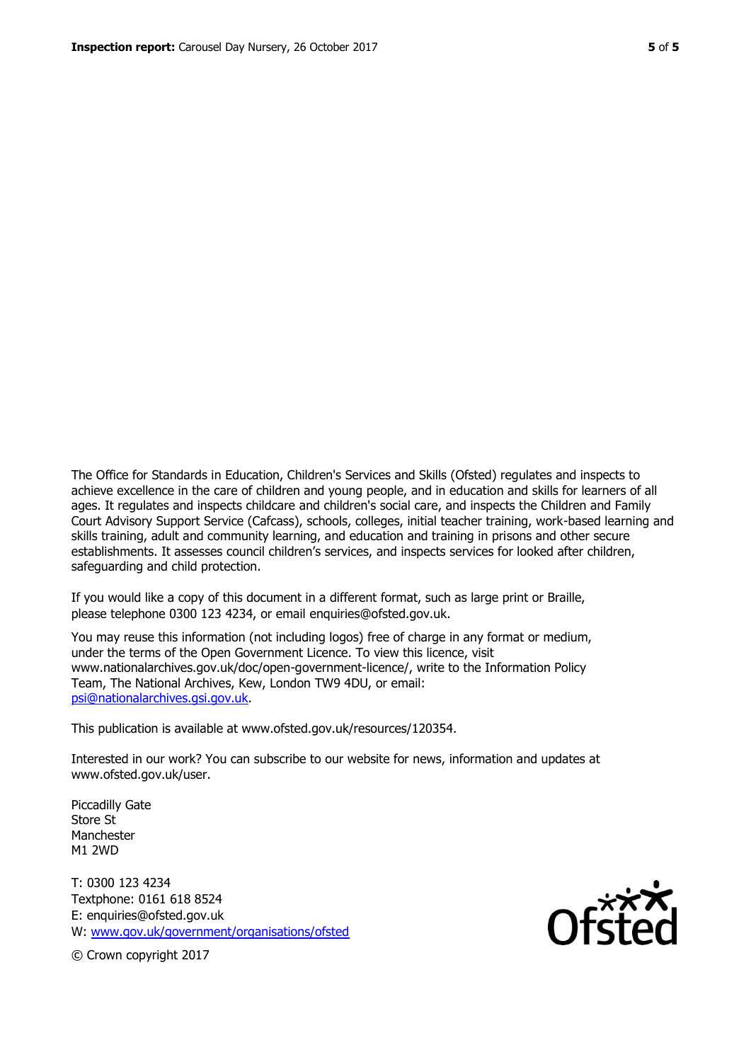The Office for Standards in Education, Children's Services and Skills (Ofsted) regulates and inspects to achieve excellence in the care of children and young people, and in education and skills for learners of all ages. It regulates and inspects childcare and children's social care, and inspects the Children and Family Court Advisory Support Service (Cafcass), schools, colleges, initial teacher training, work-based learning and skills training, adult and community learning, and education and training in prisons and other secure establishments. It assesses council children's services, and inspects services for looked after children, safeguarding and child protection.

If you would like a copy of this document in a different format, such as large print or Braille, please telephone 0300 123 4234, or email enquiries@ofsted.gov.uk.

You may reuse this information (not including logos) free of charge in any format or medium, under the terms of the Open Government Licence. To view this licence, visit www.nationalarchives.gov.uk/doc/open-government-licence/, write to the Information Policy Team, The National Archives, Kew, London TW9 4DU, or email: psi@nationalarchives.gsi.gov.uk.

This publication is available at www.ofsted.gov.uk/resources/120354.

Interested in our work? You can subscribe to our website for news, information and updates at www.ofsted.gov.uk/user.

Piccadilly Gate
Store St
Manchester
M1 2WD

T: 0300 123 4234
Textphone: 0161 618 8524
E: enquiries@ofsted.gov.uk
W: www.gov.uk/government/organisations/ofsted

© Crown copyright 2017